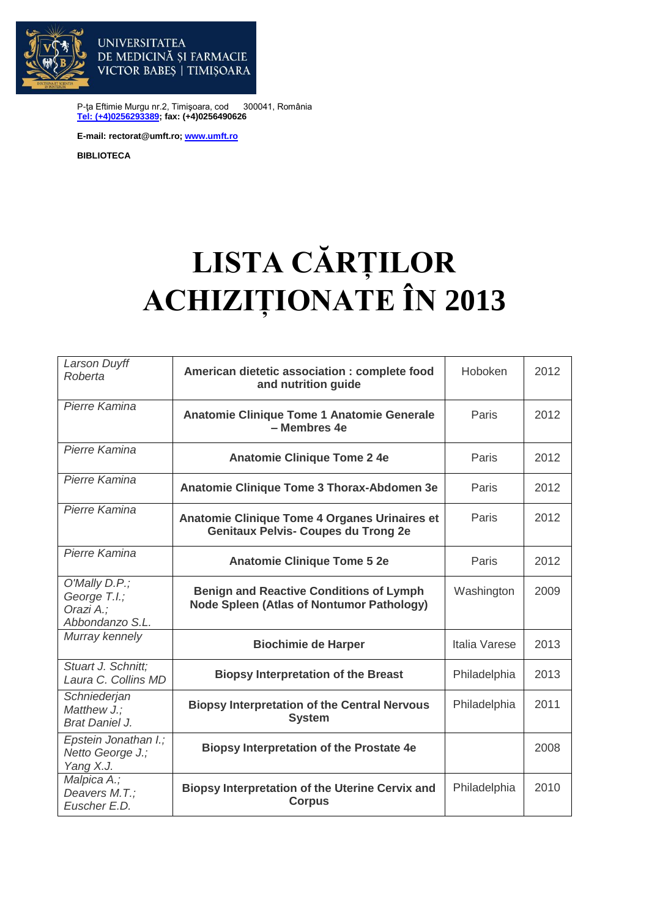UNIVERSITATEA DE MEDICINĂ ŞI FARMACIE VICTOR BABEŞ | TIMIŞOARA

P-ţa Eftimie Murgu nr.2, Timişoara, cod 300041, România
**Tel: (+4)0256293389; fax: (+4)0256490626**

**E-mail: rectorat@umft.ro; www.umft.ro**

**BIBLIOTECA**

# LISTA CĂRȚILOR ACHIZIȚIONATE ÎN 2013

| | | | |
|---|---|---|---|
| *Larson Duyff Roberta* | **American dietetic association : complete food and nutrition guide** | Hoboken | 2012 |
| *Pierre Kamina* | **Anatomie Clinique Tome 1 Anatomie Generale – Membres 4e** | Paris | 2012 |
| *Pierre Kamina* | **Anatomie Clinique Tome 2 4e** | Paris | 2012 |
| *Pierre Kamina* | **Anatomie Clinique Tome 3 Thorax-Abdomen 3e** | Paris | 2012 |
| *Pierre Kamina* | **Anatomie Clinique Tome 4 Organes Urinaires et Genitaux Pelvis- Coupes du Trong 2e** | Paris | 2012 |
| *Pierre Kamina* | **Anatomie Clinique Tome 5 2e** | Paris | 2012 |
| *O'Mally D.P.; George T.I.; Orazi A.; Abbondanzo S.L.* | **Benign and Reactive Conditions of Lymph Node Spleen (Atlas of Nontumor Pathology)** | Washington | 2009 |
| *Murray kennely* | **Biochimie de Harper** | Italia Varese | 2013 |
| *Stuart J. Schnitt; Laura C. Collins MD* | **Biopsy Interpretation of the Breast** | Philadelphia | 2013 |
| *Schniederjan Matthew J.; Brat Daniel J.* | **Biopsy Interpretation of the Central Nervous System** | Philadelphia | 2011 |
| *Epstein Jonathan I.; Netto George J.; Yang X.J.* | **Biopsy Interpretation of the Prostate 4e** | | 2008 |
| *Malpica A.; Deavers M.T.; Euscher E.D.* | **Biopsy Interpretation of the Uterine Cervix and Corpus** | Philadelphia | 2010 |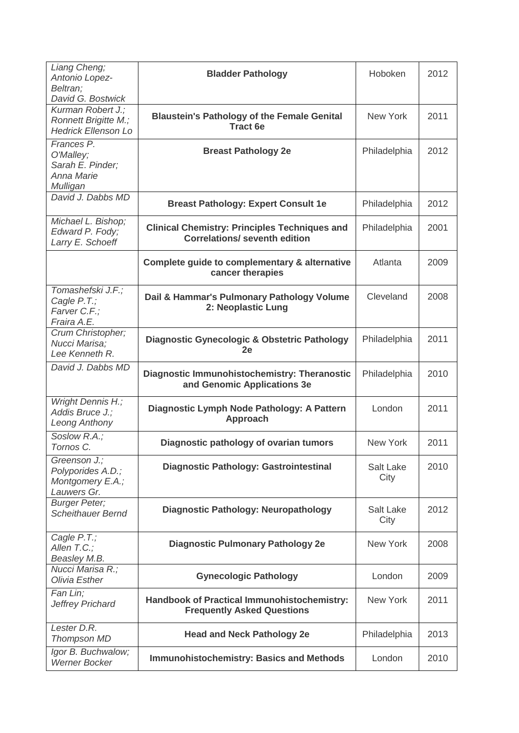| | | | |
|---|---|---|---|
| *Liang Cheng; Antonio Lopez-Beltran; David G. Bostwick* | **Bladder Pathology** | Hoboken | 2012 |
| *Kurman Robert J.; Ronnett Brigitte M.; Hedrick Ellenson Lo* | **Blaustein's Pathology of the Female Genital Tract 6e** | New York | 2011 |
| *Frances P. O'Malley; Sarah E. Pinder; Anna Marie Mulligan* | **Breast Pathology 2e** | Philadelphia | 2012 |
| *David J. Dabbs MD* | **Breast Pathology: Expert Consult 1e** | Philadelphia | 2012 |
| *Michael L. Bishop; Edward P. Fody; Larry E. Schoeff* | **Clinical Chemistry: Principles Techniques and Correlations/ seventh edition** | Philadelphia | 2001 |
| | **Complete guide to complementary & alternative cancer therapies** | Atlanta | 2009 |
| *Tomashefski J.F.; Cagle P.T.; Farver C.F.; Fraira A.E.* | **Dail & Hammar's Pulmonary Pathology Volume 2: Neoplastic Lung** | Cleveland | 2008 |
| *Crum Christopher; Nucci Marisa; Lee Kenneth R.* | **Diagnostic Gynecologic & Obstetric Pathology 2e** | Philadelphia | 2011 |
| *David J. Dabbs MD* | **Diagnostic Immunohistochemistry: Theranostic and Genomic Applications 3e** | Philadelphia | 2010 |
| *Wright Dennis H.; Addis Bruce J.; Leong Anthony* | **Diagnostic Lymph Node Pathology: A Pattern Approach** | London | 2011 |
| *Soslow R.A.; Tornos C.* | **Diagnostic pathology of ovarian tumors** | New York | 2011 |
| *Greenson J.; Polyporides A.D.; Montgomery E.A.; Lauwers Gr.* | **Diagnostic Pathology: Gastrointestinal** | Salt Lake City | 2010 |
| *Burger Peter; Scheithauer Bernd* | **Diagnostic Pathology: Neuropathology** | Salt Lake City | 2012 |
| *Cagle P.T.; Allen T.C.; Beasley M.B.* | **Diagnostic Pulmonary Pathology 2e** | New York | 2008 |
| *Nucci Marisa R.; Olivia Esther* | **Gynecologic Pathology** | London | 2009 |
| *Fan Lin; Jeffrey Prichard* | **Handbook of Practical Immunohistochemistry: Frequently Asked Questions** | New York | 2011 |
| *Lester D.R. Thompson MD* | **Head and Neck Pathology 2e** | Philadelphia | 2013 |
| *Igor B. Buchwalow; Werner Bocker* | **Immunohistochemistry: Basics and Methods** | London | 2010 |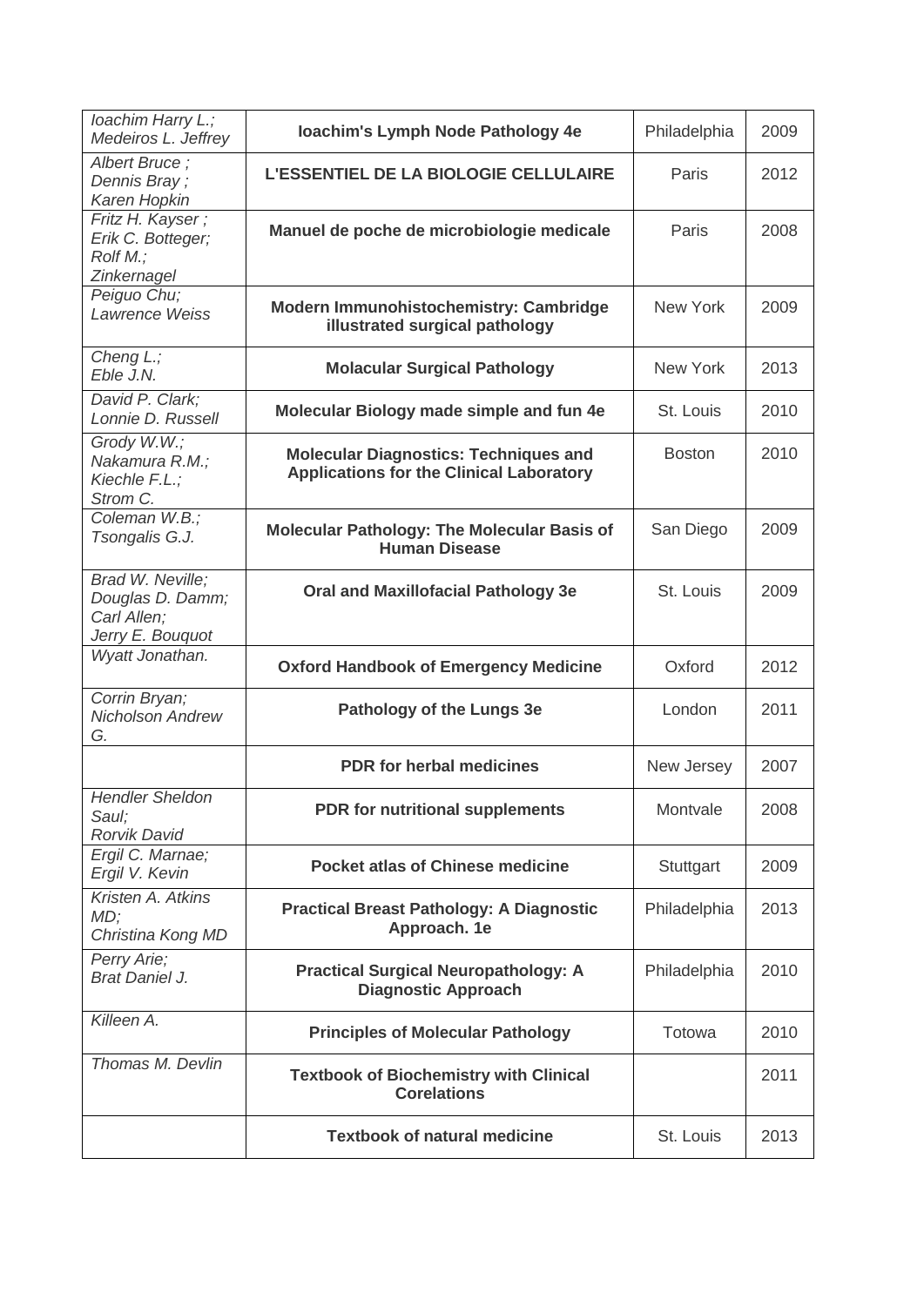| *Ioachim Harry L.; Medeiros L. Jeffrey* | **Ioachim's Lymph Node Pathology 4e** | Philadelphia | 2009 |
|---|---|---|---|
| *Albert Bruce ; Dennis Bray ; Karen Hopkin* | **L'ESSENTIEL DE LA BIOLOGIE CELLULAIRE** | Paris | 2012 |
| *Fritz H. Kayser ; Erik C. Botteger; Rolf M.; Zinkernagel* | **Manuel de poche de microbiologie medicale** | Paris | 2008 |
| *Peiguo Chu; Lawrence Weiss* | **Modern Immunohistochemistry: Cambridge illustrated surgical pathology** | New York | 2009 |
| *Cheng L.; Eble J.N.* | **Molacular Surgical Pathology** | New York | 2013 |
| *David P. Clark; Lonnie D. Russell* | **Molecular Biology made simple and fun 4e** | St. Louis | 2010 |
| *Grody W.W.; Nakamura R.M.; Kiechle F.L.; Strom C.* | **Molecular Diagnostics: Techniques and Applications for the Clinical Laboratory** | Boston | 2010 |
| *Coleman W.B.; Tsongalis G.J.* | **Molecular Pathology: The Molecular Basis of Human Disease** | San Diego | 2009 |
| *Brad W. Neville; Douglas D. Damm; Carl Allen; Jerry E. Bouquot* | **Oral and Maxillofacial Pathology 3e** | St. Louis | 2009 |
| *Wyatt Jonathan.* | **Oxford Handbook of Emergency Medicine** | Oxford | 2012 |
| *Corrin Bryan; Nicholson Andrew G.* | **Pathology of the Lungs 3e** | London | 2011 |
| | **PDR for herbal medicines** | New Jersey | 2007 |
| *Hendler Sheldon Saul; Rorvik David* | **PDR for nutritional supplements** | Montvale | 2008 |
| *Ergil C. Marnae; Ergil V. Kevin* | **Pocket atlas of Chinese medicine** | Stuttgart | 2009 |
| *Kristen A. Atkins MD; Christina Kong MD* | **Practical Breast Pathology: A Diagnostic Approach. 1e** | Philadelphia | 2013 |
| *Perry Arie; Brat Daniel J.* | **Practical Surgical Neuropathology: A Diagnostic Approach** | Philadelphia | 2010 |
| *Killeen A.* | **Principles of Molecular Pathology** | Totowa | 2010 |
| *Thomas M. Devlin* | **Textbook of Biochemistry with Clinical Corelations** | | 2011 |
| | **Textbook of natural medicine** | St. Louis | 2013 |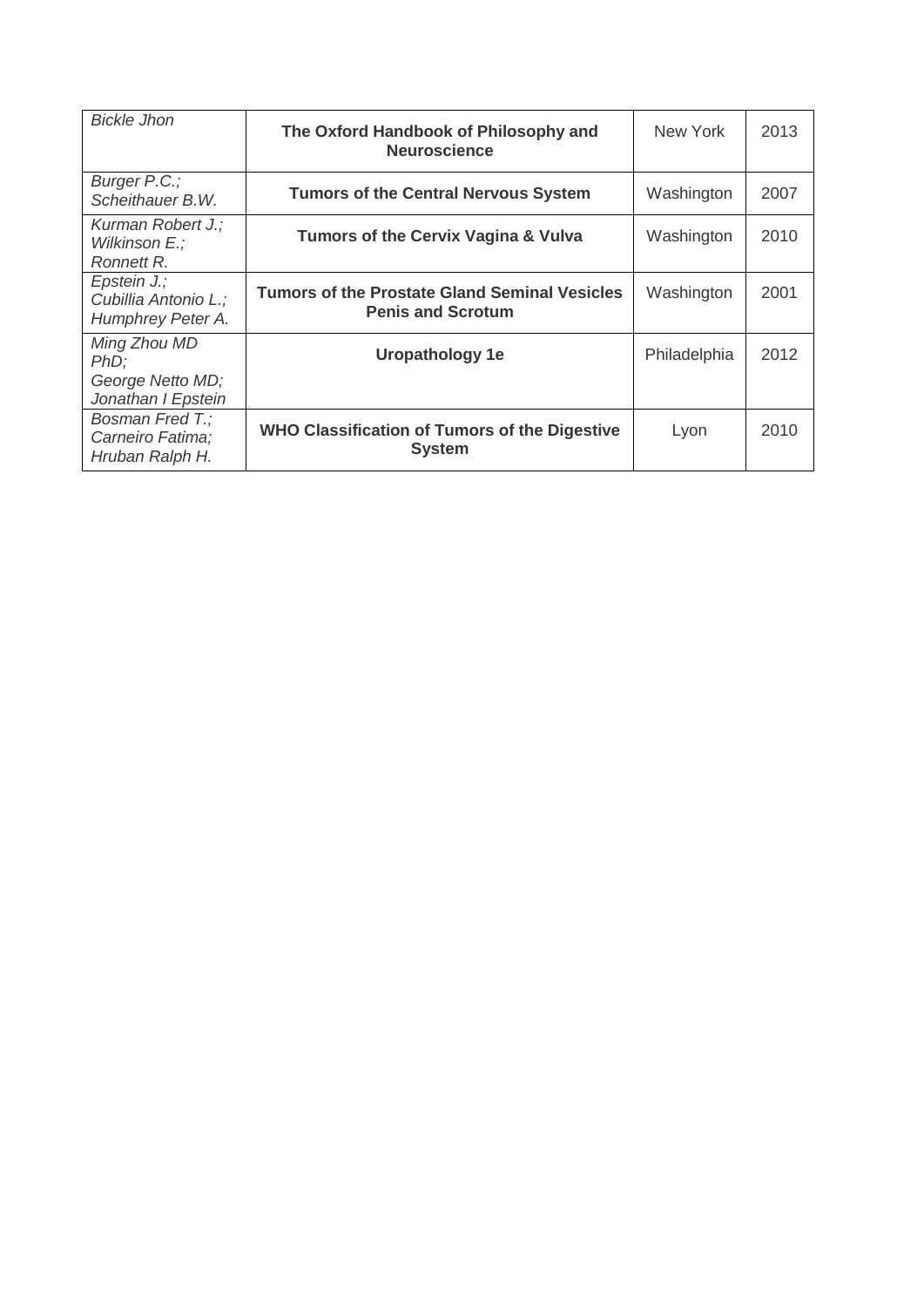| | | | |
|---|---|---|---|
| *Bickle Jhon* | **The Oxford Handbook of Philosophy and Neuroscience** | New York | 2013 |
| *Burger P.C.; Scheithauer B.W.* | **Tumors of the Central Nervous System** | Washington | 2007 |
| *Kurman Robert J.; Wilkinson E.; Ronnett R.* | **Tumors of the Cervix Vagina & Vulva** | Washington | 2010 |
| *Epstein J.; Cubillia Antonio L.; Humphrey Peter A.* | **Tumors of the Prostate Gland Seminal Vesicles Penis and Scrotum** | Washington | 2001 |
| *Ming Zhou MD PhD; George Netto MD; Jonathan I Epstein* | **Uropathology 1e** | Philadelphia | 2012 |
| *Bosman Fred T.; Carneiro Fatima; Hruban Ralph H.* | **WHO Classification of Tumors of the Digestive System** | Lyon | 2010 |